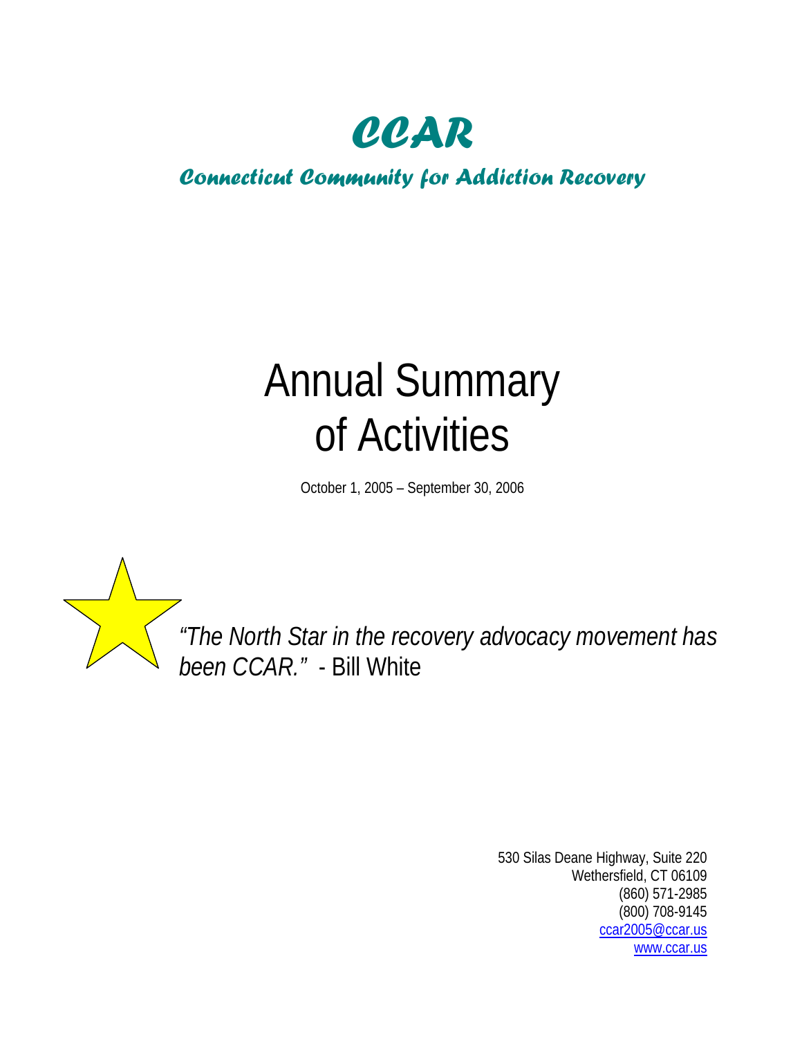# CCAR

## Connecticut Community for Addiction Recovery

# Annual Summary of Activities

October 1, 2005 – September 30, 2006

*"The North Star in the recovery advocacy movement has been CCAR."* - Bill White

530 Silas Deane Highway, Suite 220
Wethersfield, CT 06109
(860) 571-2985
(800) 708-9145
ccar2005@ccar.us
www.ccar.us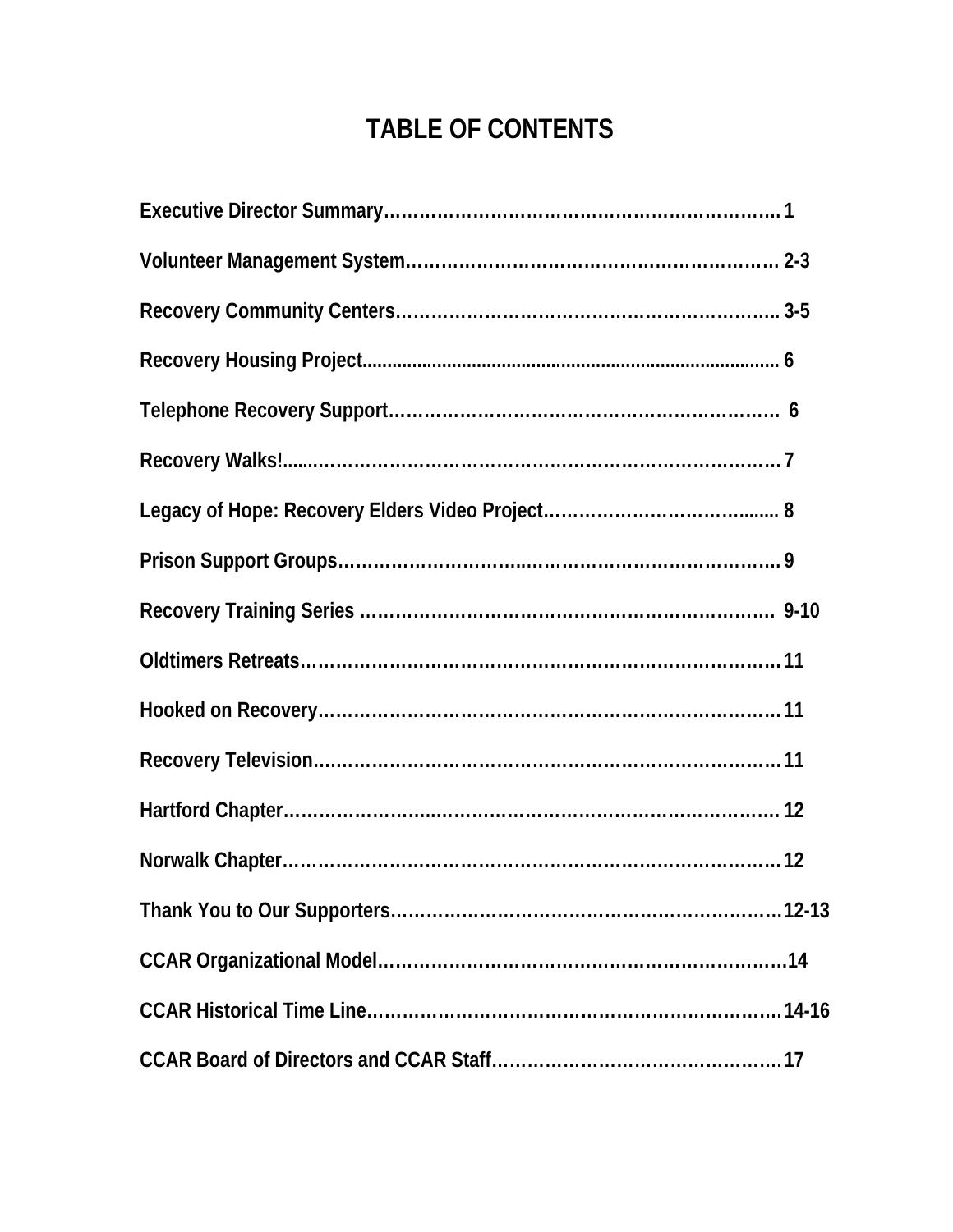# TABLE OF CONTENTS

Executive Director Summary………………………………………………………… 1

Volunteer Management System…………………………………………………… 2-3

Recovery Community Centers…………………………………………………….. 3-5

Recovery Housing Project.................................................................................. 6

Telephone Recovery Support……………………………………………………… 6

Recovery Walks!.......……………………………………………………………… 7

Legacy of Hope: Recovery Elders Video Project…………………………….......... 8

Prison Support Groups…………………………..………………………………… 9

Recovery Training Series ……………………………………………………… 9-10

Oldtimers Retreats……………………………………………………………………11

Hooked on Recovery…………………………………………………………………11

Recovery Television...………………………………………………………………11

Hartford Chapter…………………..……………………………………………… 12

Norwalk Chapter………………………………………………………………………12

Thank You to Our Supporters………………………………………………………12-13

CCAR Organizational Model……………………………………………………….14

CCAR Historical Time Line………………………………………………………14-16

CCAR Board of Directors and CCAR Staff…………………………………………17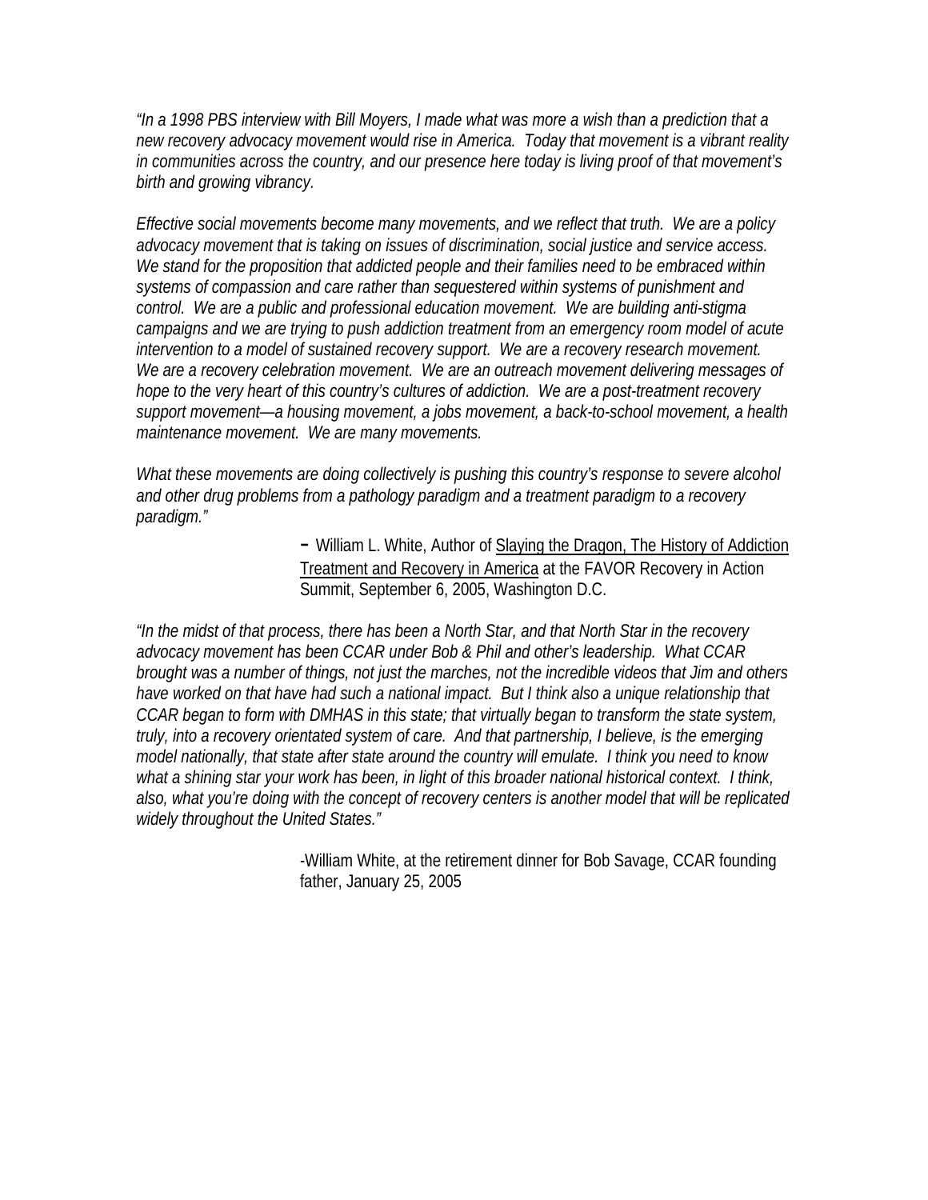*"In a 1998 PBS interview with Bill Moyers, I made what was more a wish than a prediction that a new recovery advocacy movement would rise in America. Today that movement is a vibrant reality in communities across the country, and our presence here today is living proof of that movement's birth and growing vibrancy.*

*Effective social movements become many movements, and we reflect that truth. We are a policy advocacy movement that is taking on issues of discrimination, social justice and service access. We stand for the proposition that addicted people and their families need to be embraced within systems of compassion and care rather than sequestered within systems of punishment and control. We are a public and professional education movement. We are building anti-stigma campaigns and we are trying to push addiction treatment from an emergency room model of acute intervention to a model of sustained recovery support. We are a recovery research movement. We are a recovery celebration movement. We are an outreach movement delivering messages of hope to the very heart of this country's cultures of addiction. We are a post-treatment recovery support movement—a housing movement, a jobs movement, a back-to-school movement, a health maintenance movement. We are many movements.*

*What these movements are doing collectively is pushing this country's response to severe alcohol and other drug problems from a pathology paradigm and a treatment paradigm to a recovery paradigm."*

> – William L. White, Author of <u>Slaying the Dragon, The History of Addiction Treatment and Recovery in America</u> at the FAVOR Recovery in Action Summit, September 6, 2005, Washington D.C.

*"In the midst of that process, there has been a North Star, and that North Star in the recovery advocacy movement has been CCAR under Bob & Phil and other's leadership. What CCAR brought was a number of things, not just the marches, not the incredible videos that Jim and others have worked on that have had such a national impact. But I think also a unique relationship that CCAR began to form with DMHAS in this state; that virtually began to transform the state system, truly, into a recovery orientated system of care. And that partnership, I believe, is the emerging model nationally, that state after state around the country will emulate. I think you need to know what a shining star your work has been, in light of this broader national historical context. I think, also, what you're doing with the concept of recovery centers is another model that will be replicated widely throughout the United States."*

> -William White, at the retirement dinner for Bob Savage, CCAR founding father, January 25, 2005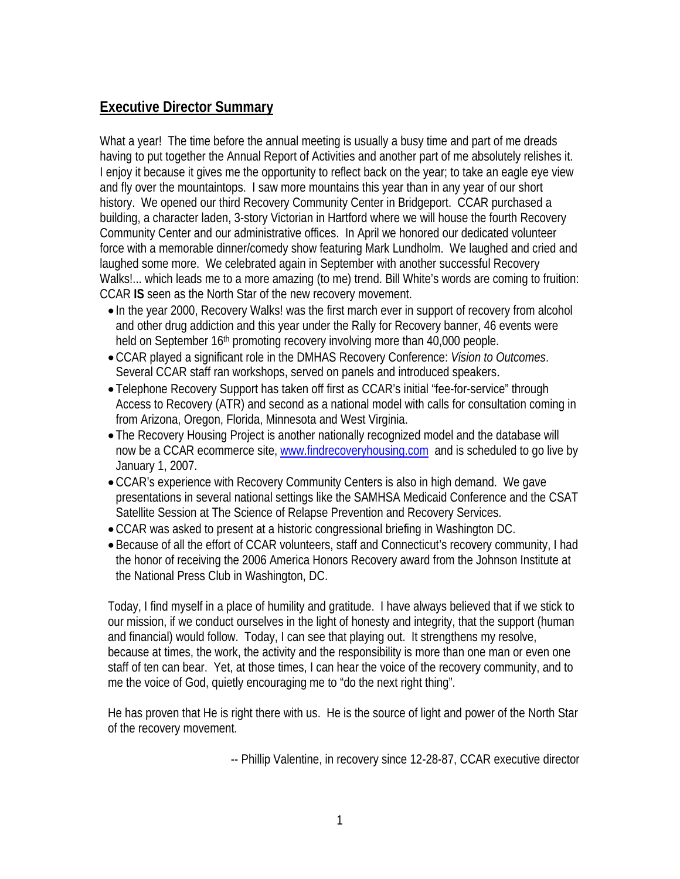## Executive Director Summary

What a year! The time before the annual meeting is usually a busy time and part of me dreads having to put together the Annual Report of Activities and another part of me absolutely relishes it. I enjoy it because it gives me the opportunity to reflect back on the year; to take an eagle eye view and fly over the mountaintops. I saw more mountains this year than in any year of our short history. We opened our third Recovery Community Center in Bridgeport. CCAR purchased a building, a character laden, 3-story Victorian in Hartford where we will house the fourth Recovery Community Center and our administrative offices. In April we honored our dedicated volunteer force with a memorable dinner/comedy show featuring Mark Lundholm. We laughed and cried and laughed some more. We celebrated again in September with another successful Recovery Walks!... which leads me to a more amazing (to me) trend. Bill White's words are coming to fruition: CCAR **IS** seen as the North Star of the new recovery movement.

- In the year 2000, Recovery Walks! was the first march ever in support of recovery from alcohol and other drug addiction and this year under the Rally for Recovery banner, 46 events were held on September 16th promoting recovery involving more than 40,000 people.
- CCAR played a significant role in the DMHAS Recovery Conference: *Vision to Outcomes*. Several CCAR staff ran workshops, served on panels and introduced speakers.
- Telephone Recovery Support has taken off first as CCAR's initial "fee-for-service" through Access to Recovery (ATR) and second as a national model with calls for consultation coming in from Arizona, Oregon, Florida, Minnesota and West Virginia.
- The Recovery Housing Project is another nationally recognized model and the database will now be a CCAR ecommerce site, www.findrecoveryhousing.com and is scheduled to go live by January 1, 2007.
- CCAR's experience with Recovery Community Centers is also in high demand. We gave presentations in several national settings like the SAMHSA Medicaid Conference and the CSAT Satellite Session at The Science of Relapse Prevention and Recovery Services.
- CCAR was asked to present at a historic congressional briefing in Washington DC.
- Because of all the effort of CCAR volunteers, staff and Connecticut's recovery community, I had the honor of receiving the 2006 America Honors Recovery award from the Johnson Institute at the National Press Club in Washington, DC.

Today, I find myself in a place of humility and gratitude. I have always believed that if we stick to our mission, if we conduct ourselves in the light of honesty and integrity, that the support (human and financial) would follow. Today, I can see that playing out. It strengthens my resolve, because at times, the work, the activity and the responsibility is more than one man or even one staff of ten can bear. Yet, at those times, I can hear the voice of the recovery community, and to me the voice of God, quietly encouraging me to "do the next right thing".

He has proven that He is right there with us. He is the source of light and power of the North Star of the recovery movement.

-- Phillip Valentine, in recovery since 12-28-87, CCAR executive director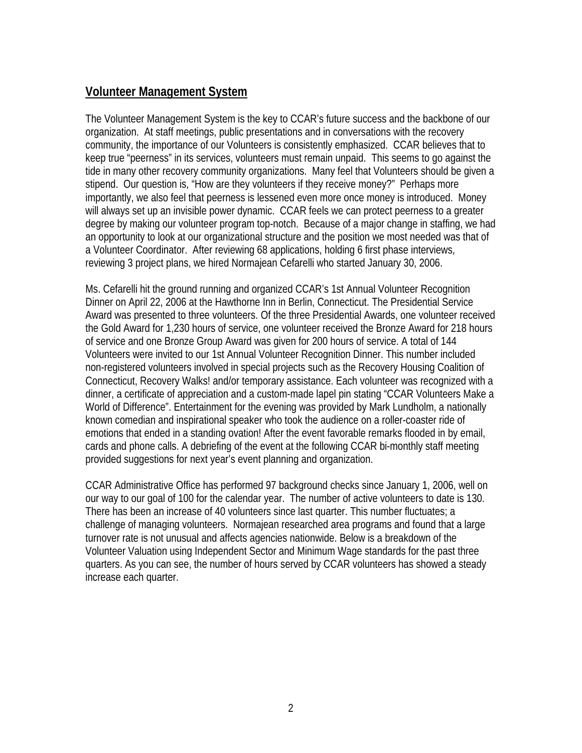## Volunteer Management System

The Volunteer Management System is the key to CCAR's future success and the backbone of our organization. At staff meetings, public presentations and in conversations with the recovery community, the importance of our Volunteers is consistently emphasized. CCAR believes that to keep true "peerness" in its services, volunteers must remain unpaid. This seems to go against the tide in many other recovery community organizations. Many feel that Volunteers should be given a stipend. Our question is, "How are they volunteers if they receive money?" Perhaps more importantly, we also feel that peerness is lessened even more once money is introduced. Money will always set up an invisible power dynamic. CCAR feels we can protect peerness to a greater degree by making our volunteer program top-notch. Because of a major change in staffing, we had an opportunity to look at our organizational structure and the position we most needed was that of a Volunteer Coordinator. After reviewing 68 applications, holding 6 first phase interviews, reviewing 3 project plans, we hired Normajean Cefarelli who started January 30, 2006.

Ms. Cefarelli hit the ground running and organized CCAR's 1st Annual Volunteer Recognition Dinner on April 22, 2006 at the Hawthorne Inn in Berlin, Connecticut. The Presidential Service Award was presented to three volunteers. Of the three Presidential Awards, one volunteer received the Gold Award for 1,230 hours of service, one volunteer received the Bronze Award for 218 hours of service and one Bronze Group Award was given for 200 hours of service. A total of 144 Volunteers were invited to our 1st Annual Volunteer Recognition Dinner. This number included non-registered volunteers involved in special projects such as the Recovery Housing Coalition of Connecticut, Recovery Walks! and/or temporary assistance. Each volunteer was recognized with a dinner, a certificate of appreciation and a custom-made lapel pin stating "CCAR Volunteers Make a World of Difference". Entertainment for the evening was provided by Mark Lundholm, a nationally known comedian and inspirational speaker who took the audience on a roller-coaster ride of emotions that ended in a standing ovation! After the event favorable remarks flooded in by email, cards and phone calls. A debriefing of the event at the following CCAR bi-monthly staff meeting provided suggestions for next year's event planning and organization.

CCAR Administrative Office has performed 97 background checks since January 1, 2006, well on our way to our goal of 100 for the calendar year. The number of active volunteers to date is 130. There has been an increase of 40 volunteers since last quarter. This number fluctuates; a challenge of managing volunteers. Normajean researched area programs and found that a large turnover rate is not unusual and affects agencies nationwide. Below is a breakdown of the Volunteer Valuation using Independent Sector and Minimum Wage standards for the past three quarters. As you can see, the number of hours served by CCAR volunteers has showed a steady increase each quarter.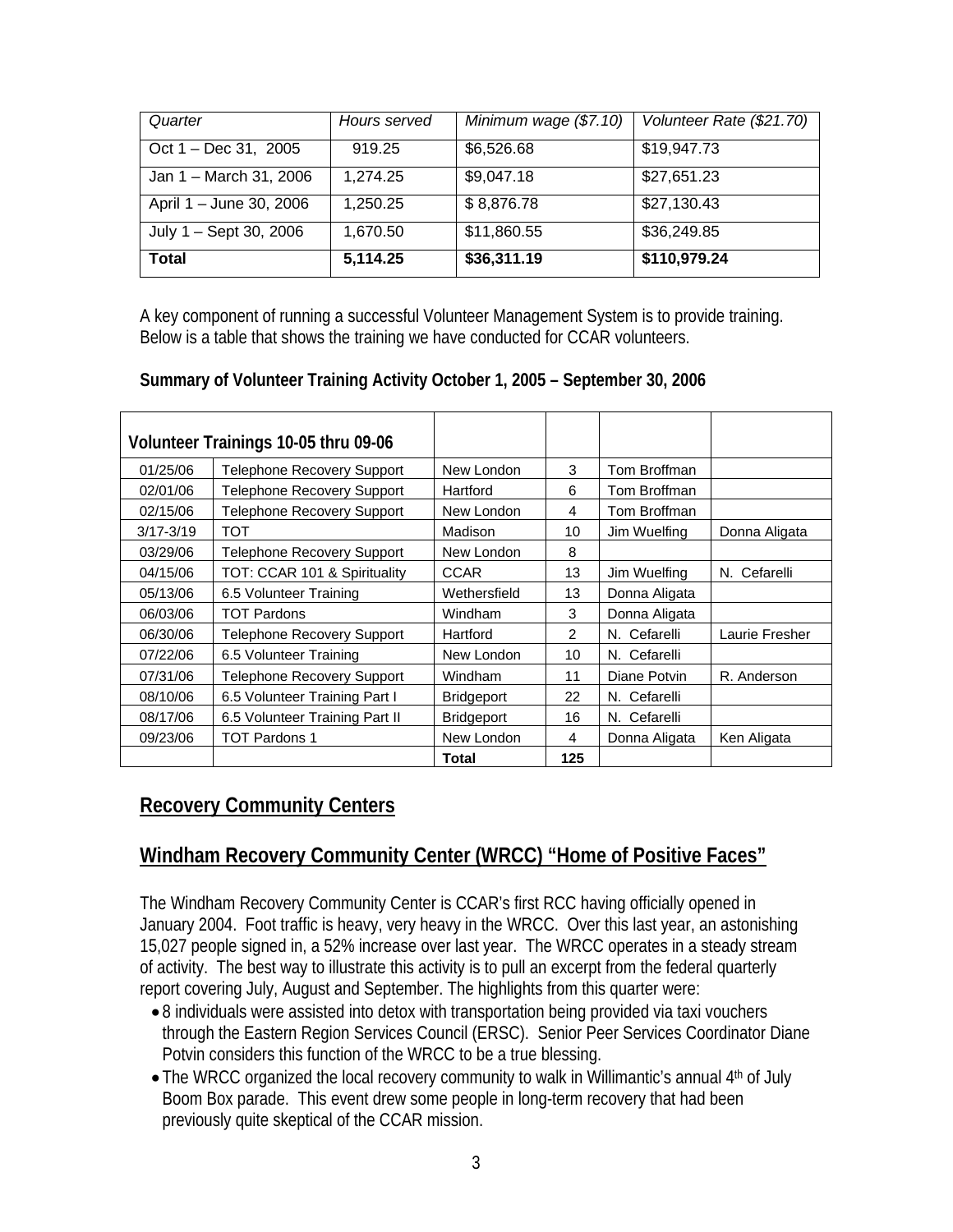| *Quarter* | *Hours served* | *Minimum wage ($7.10)* | *Volunteer Rate ($21.70)* |
|---|---|---|---|
| Oct 1 – Dec 31, 2005 | 919.25 | $6,526.68 | $19,947.73 |
| Jan 1 – March 31, 2006 | 1,274.25 | $9,047.18 | $27,651.23 |
| April 1 – June 30, 2006 | 1,250.25 | $ 8,876.78 | $27,130.43 |
| July 1 – Sept 30, 2006 | 1,670.50 | $11,860.55 | $36,249.85 |
| **Total** | **5,114.25** | **$36,311.19** | **$110,979.24** |

A key component of running a successful Volunteer Management System is to provide training. Below is a table that shows the training we have conducted for CCAR volunteers.

**Summary of Volunteer Training Activity October 1, 2005 – September 30, 2006**

| **Volunteer Trainings 10-05 thru 09-06** | | | | | |
|---|---|---|---|---|---|
| 01/25/06 | Telephone Recovery Support | New London | 3 | Tom Broffman | |
| 02/01/06 | Telephone Recovery Support | Hartford | 6 | Tom Broffman | |
| 02/15/06 | Telephone Recovery Support | New London | 4 | Tom Broffman | |
| 3/17-3/19 | TOT | Madison | 10 | Jim Wuelfing | Donna Aligata |
| 03/29/06 | Telephone Recovery Support | New London | 8 | | |
| 04/15/06 | TOT: CCAR 101 & Spirituality | CCAR | 13 | Jim Wuelfing | N. Cefarelli |
| 05/13/06 | 6.5 Volunteer Training | Wethersfield | 13 | Donna Aligata | |
| 06/03/06 | TOT Pardons | Windham | 3 | Donna Aligata | |
| 06/30/06 | Telephone Recovery Support | Hartford | 2 | N. Cefarelli | Laurie Fresher |
| 07/22/06 | 6.5 Volunteer Training | New London | 10 | N. Cefarelli | |
| 07/31/06 | Telephone Recovery Support | Windham | 11 | Diane Potvin | R. Anderson |
| 08/10/06 | 6.5 Volunteer Training Part I | Bridgeport | 22 | N. Cefarelli | |
| 08/17/06 | 6.5 Volunteer Training Part II | Bridgeport | 16 | N. Cefarelli | |
| 09/23/06 | TOT Pardons 1 | New London | 4 | Donna Aligata | Ken Aligata |
| | | **Total** | **125** | | |

## Recovery Community Centers

## Windham Recovery Community Center (WRCC) "Home of Positive Faces"

The Windham Recovery Community Center is CCAR's first RCC having officially opened in January 2004. Foot traffic is heavy, very heavy in the WRCC. Over this last year, an astonishing 15,027 people signed in, a 52% increase over last year. The WRCC operates in a steady stream of activity. The best way to illustrate this activity is to pull an excerpt from the federal quarterly report covering July, August and September. The highlights from this quarter were:

- 8 individuals were assisted into detox with transportation being provided via taxi vouchers through the Eastern Region Services Council (ERSC). Senior Peer Services Coordinator Diane Potvin considers this function of the WRCC to be a true blessing.
- The WRCC organized the local recovery community to walk in Willimantic's annual 4th of July Boom Box parade. This event drew some people in long-term recovery that had been previously quite skeptical of the CCAR mission.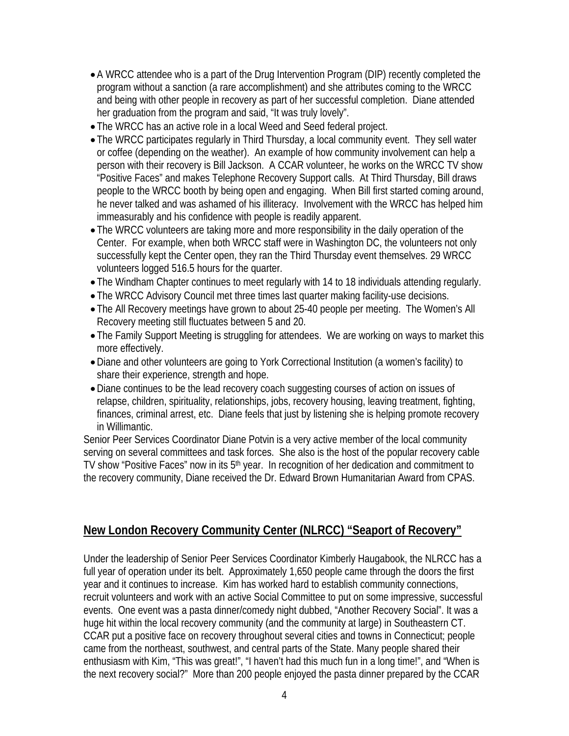- A WRCC attendee who is a part of the Drug Intervention Program (DIP) recently completed the program without a sanction (a rare accomplishment) and she attributes coming to the WRCC and being with other people in recovery as part of her successful completion. Diane attended her graduation from the program and said, "It was truly lovely".
- The WRCC has an active role in a local Weed and Seed federal project.
- The WRCC participates regularly in Third Thursday, a local community event. They sell water or coffee (depending on the weather). An example of how community involvement can help a person with their recovery is Bill Jackson. A CCAR volunteer, he works on the WRCC TV show "Positive Faces" and makes Telephone Recovery Support calls. At Third Thursday, Bill draws people to the WRCC booth by being open and engaging. When Bill first started coming around, he never talked and was ashamed of his illiteracy. Involvement with the WRCC has helped him immeasurably and his confidence with people is readily apparent.
- The WRCC volunteers are taking more and more responsibility in the daily operation of the Center. For example, when both WRCC staff were in Washington DC, the volunteers not only successfully kept the Center open, they ran the Third Thursday event themselves. 29 WRCC volunteers logged 516.5 hours for the quarter.
- The Windham Chapter continues to meet regularly with 14 to 18 individuals attending regularly.
- The WRCC Advisory Council met three times last quarter making facility-use decisions.
- The All Recovery meetings have grown to about 25-40 people per meeting. The Women's All Recovery meeting still fluctuates between 5 and 20.
- The Family Support Meeting is struggling for attendees. We are working on ways to market this more effectively.
- Diane and other volunteers are going to York Correctional Institution (a women's facility) to share their experience, strength and hope.
- Diane continues to be the lead recovery coach suggesting courses of action on issues of relapse, children, spirituality, relationships, jobs, recovery housing, leaving treatment, fighting, finances, criminal arrest, etc. Diane feels that just by listening she is helping promote recovery in Willimantic.

Senior Peer Services Coordinator Diane Potvin is a very active member of the local community serving on several committees and task forces. She also is the host of the popular recovery cable TV show "Positive Faces" now in its 5th year. In recognition of her dedication and commitment to the recovery community, Diane received the Dr. Edward Brown Humanitarian Award from CPAS.

## New London Recovery Community Center (NLRCC) "Seaport of Recovery"

Under the leadership of Senior Peer Services Coordinator Kimberly Haugabook, the NLRCC has a full year of operation under its belt. Approximately 1,650 people came through the doors the first year and it continues to increase. Kim has worked hard to establish community connections, recruit volunteers and work with an active Social Committee to put on some impressive, successful events. One event was a pasta dinner/comedy night dubbed, "Another Recovery Social". It was a huge hit within the local recovery community (and the community at large) in Southeastern CT. CCAR put a positive face on recovery throughout several cities and towns in Connecticut; people came from the northeast, southwest, and central parts of the State. Many people shared their enthusiasm with Kim, "This was great!", "I haven't had this much fun in a long time!", and "When is the next recovery social?" More than 200 people enjoyed the pasta dinner prepared by the CCAR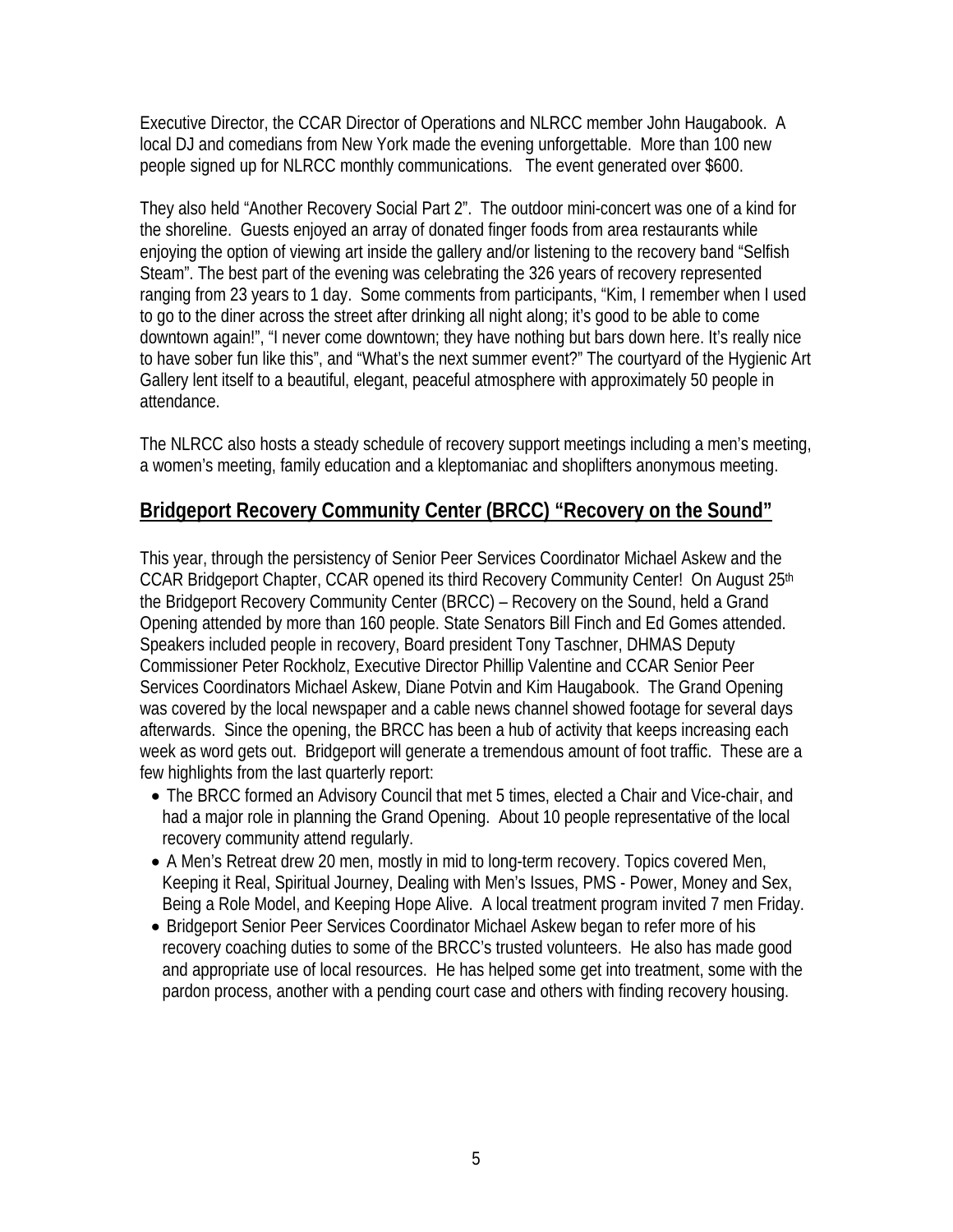Executive Director, the CCAR Director of Operations and NLRCC member John Haugabook. A local DJ and comedians from New York made the evening unforgettable. More than 100 new people signed up for NLRCC monthly communications. The event generated over $600.

They also held "Another Recovery Social Part 2". The outdoor mini-concert was one of a kind for the shoreline. Guests enjoyed an array of donated finger foods from area restaurants while enjoying the option of viewing art inside the gallery and/or listening to the recovery band "Selfish Steam". The best part of the evening was celebrating the 326 years of recovery represented ranging from 23 years to 1 day. Some comments from participants, "Kim, I remember when I used to go to the diner across the street after drinking all night along; it's good to be able to come downtown again!", "I never come downtown; they have nothing but bars down here. It's really nice to have sober fun like this", and "What's the next summer event?" The courtyard of the Hygienic Art Gallery lent itself to a beautiful, elegant, peaceful atmosphere with approximately 50 people in attendance.

The NLRCC also hosts a steady schedule of recovery support meetings including a men's meeting, a women's meeting, family education and a kleptomaniac and shoplifters anonymous meeting.

## Bridgeport Recovery Community Center (BRCC) "Recovery on the Sound"

This year, through the persistency of Senior Peer Services Coordinator Michael Askew and the CCAR Bridgeport Chapter, CCAR opened its third Recovery Community Center! On August 25th the Bridgeport Recovery Community Center (BRCC) – Recovery on the Sound, held a Grand Opening attended by more than 160 people. State Senators Bill Finch and Ed Gomes attended. Speakers included people in recovery, Board president Tony Taschner, DHMAS Deputy Commissioner Peter Rockholz, Executive Director Phillip Valentine and CCAR Senior Peer Services Coordinators Michael Askew, Diane Potvin and Kim Haugabook. The Grand Opening was covered by the local newspaper and a cable news channel showed footage for several days afterwards. Since the opening, the BRCC has been a hub of activity that keeps increasing each week as word gets out. Bridgeport will generate a tremendous amount of foot traffic. These are a few highlights from the last quarterly report:

- The BRCC formed an Advisory Council that met 5 times, elected a Chair and Vice-chair, and had a major role in planning the Grand Opening. About 10 people representative of the local recovery community attend regularly.
- A Men's Retreat drew 20 men, mostly in mid to long-term recovery. Topics covered Men, Keeping it Real, Spiritual Journey, Dealing with Men's Issues, PMS - Power, Money and Sex, Being a Role Model, and Keeping Hope Alive. A local treatment program invited 7 men Friday.
- Bridgeport Senior Peer Services Coordinator Michael Askew began to refer more of his recovery coaching duties to some of the BRCC's trusted volunteers. He also has made good and appropriate use of local resources. He has helped some get into treatment, some with the pardon process, another with a pending court case and others with finding recovery housing.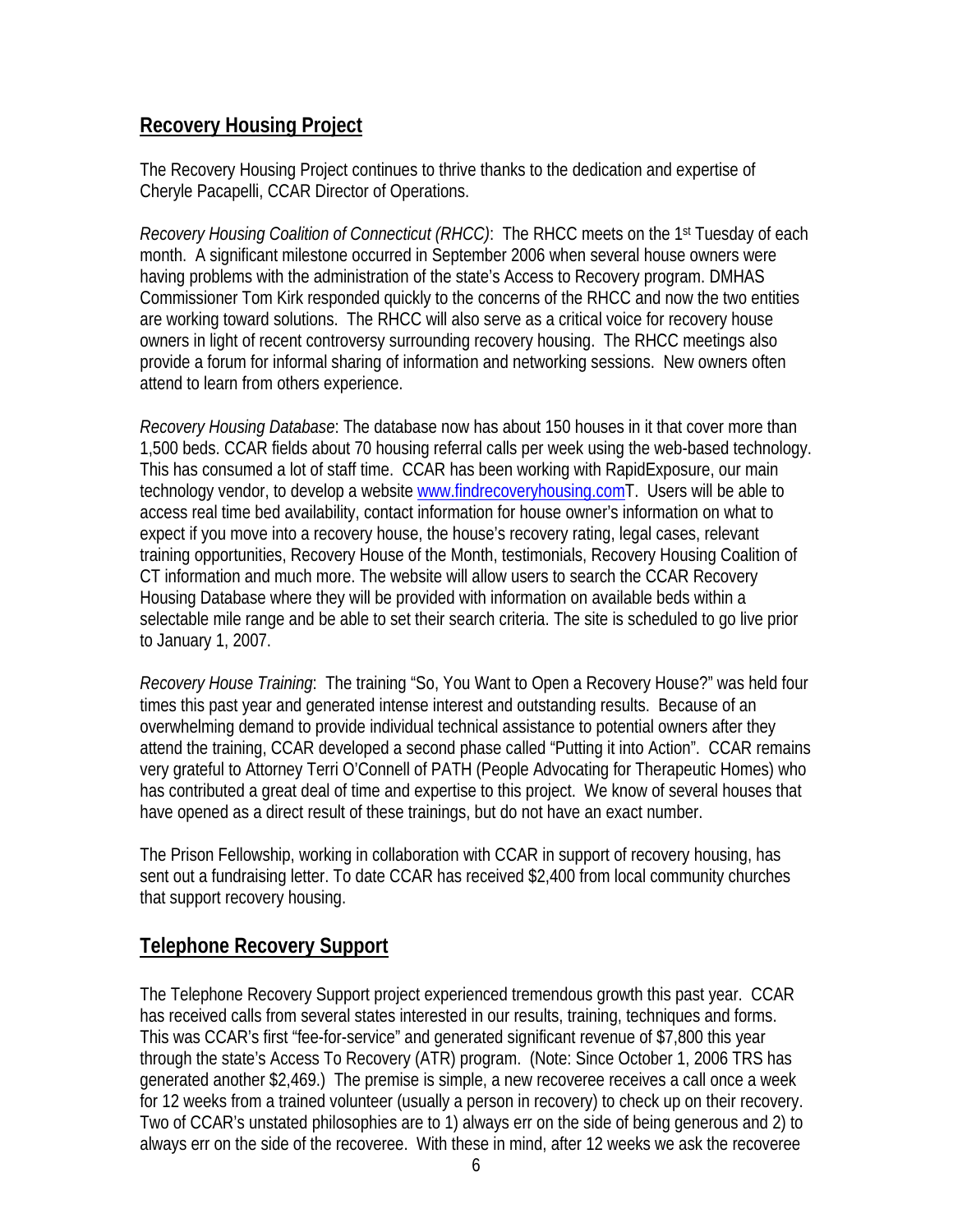## Recovery Housing Project

The Recovery Housing Project continues to thrive thanks to the dedication and expertise of Cheryle Pacapelli, CCAR Director of Operations.

*Recovery Housing Coalition of Connecticut (RHCC)*: The RHCC meets on the 1st Tuesday of each month. A significant milestone occurred in September 2006 when several house owners were having problems with the administration of the state's Access to Recovery program. DMHAS Commissioner Tom Kirk responded quickly to the concerns of the RHCC and now the two entities are working toward solutions. The RHCC will also serve as a critical voice for recovery house owners in light of recent controversy surrounding recovery housing. The RHCC meetings also provide a forum for informal sharing of information and networking sessions. New owners often attend to learn from others experience.

*Recovery Housing Database*: The database now has about 150 houses in it that cover more than 1,500 beds. CCAR fields about 70 housing referral calls per week using the web-based technology. This has consumed a lot of staff time. CCAR has been working with RapidExposure, our main technology vendor, to develop a website www.findrecoveryhousing.comT. Users will be able to access real time bed availability, contact information for house owner's information on what to expect if you move into a recovery house, the house's recovery rating, legal cases, relevant training opportunities, Recovery House of the Month, testimonials, Recovery Housing Coalition of CT information and much more. The website will allow users to search the CCAR Recovery Housing Database where they will be provided with information on available beds within a selectable mile range and be able to set their search criteria. The site is scheduled to go live prior to January 1, 2007.

*Recovery House Training*: The training "So, You Want to Open a Recovery House?" was held four times this past year and generated intense interest and outstanding results. Because of an overwhelming demand to provide individual technical assistance to potential owners after they attend the training, CCAR developed a second phase called "Putting it into Action". CCAR remains very grateful to Attorney Terri O'Connell of PATH (People Advocating for Therapeutic Homes) who has contributed a great deal of time and expertise to this project. We know of several houses that have opened as a direct result of these trainings, but do not have an exact number.

The Prison Fellowship, working in collaboration with CCAR in support of recovery housing, has sent out a fundraising letter. To date CCAR has received $2,400 from local community churches that support recovery housing.

## Telephone Recovery Support

The Telephone Recovery Support project experienced tremendous growth this past year. CCAR has received calls from several states interested in our results, training, techniques and forms. This was CCAR's first "fee-for-service" and generated significant revenue of $7,800 this year through the state's Access To Recovery (ATR) program. (Note: Since October 1, 2006 TRS has generated another $2,469.) The premise is simple, a new recoveree receives a call once a week for 12 weeks from a trained volunteer (usually a person in recovery) to check up on their recovery. Two of CCAR's unstated philosophies are to 1) always err on the side of being generous and 2) to always err on the side of the recoveree. With these in mind, after 12 weeks we ask the recoveree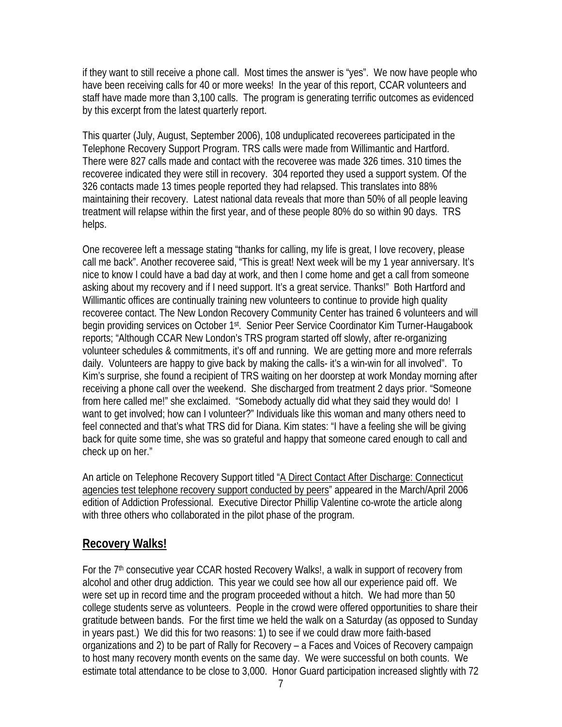if they want to still receive a phone call. Most times the answer is "yes". We now have people who have been receiving calls for 40 or more weeks! In the year of this report, CCAR volunteers and staff have made more than 3,100 calls. The program is generating terrific outcomes as evidenced by this excerpt from the latest quarterly report.

This quarter (July, August, September 2006), 108 unduplicated recoverees participated in the Telephone Recovery Support Program. TRS calls were made from Willimantic and Hartford. There were 827 calls made and contact with the recoveree was made 326 times. 310 times the recoveree indicated they were still in recovery. 304 reported they used a support system. Of the 326 contacts made 13 times people reported they had relapsed. This translates into 88% maintaining their recovery. Latest national data reveals that more than 50% of all people leaving treatment will relapse within the first year, and of these people 80% do so within 90 days. TRS helps.

One recoveree left a message stating "thanks for calling, my life is great, I love recovery, please call me back". Another recoveree said, "This is great! Next week will be my 1 year anniversary. It's nice to know I could have a bad day at work, and then I come home and get a call from someone asking about my recovery and if I need support. It's a great service. Thanks!" Both Hartford and Willimantic offices are continually training new volunteers to continue to provide high quality recoveree contact. The New London Recovery Community Center has trained 6 volunteers and will begin providing services on October 1st. Senior Peer Service Coordinator Kim Turner-Haugabook reports; "Although CCAR New London's TRS program started off slowly, after re-organizing volunteer schedules & commitments, it's off and running. We are getting more and more referrals daily. Volunteers are happy to give back by making the calls- it's a win-win for all involved". To Kim's surprise, she found a recipient of TRS waiting on her doorstep at work Monday morning after receiving a phone call over the weekend. She discharged from treatment 2 days prior. "Someone from here called me!" she exclaimed. "Somebody actually did what they said they would do! I want to get involved; how can I volunteer?" Individuals like this woman and many others need to feel connected and that's what TRS did for Diana. Kim states: "I have a feeling she will be giving back for quite some time, she was so grateful and happy that someone cared enough to call and check up on her."

An article on Telephone Recovery Support titled "A Direct Contact After Discharge: Connecticut agencies test telephone recovery support conducted by peers" appeared in the March/April 2006 edition of Addiction Professional. Executive Director Phillip Valentine co-wrote the article along with three others who collaborated in the pilot phase of the program.

## Recovery Walks!

For the 7th consecutive year CCAR hosted Recovery Walks!, a walk in support of recovery from alcohol and other drug addiction. This year we could see how all our experience paid off. We were set up in record time and the program proceeded without a hitch. We had more than 50 college students serve as volunteers. People in the crowd were offered opportunities to share their gratitude between bands. For the first time we held the walk on a Saturday (as opposed to Sunday in years past.) We did this for two reasons: 1) to see if we could draw more faith-based organizations and 2) to be part of Rally for Recovery – a Faces and Voices of Recovery campaign to host many recovery month events on the same day. We were successful on both counts. We estimate total attendance to be close to 3,000. Honor Guard participation increased slightly with 72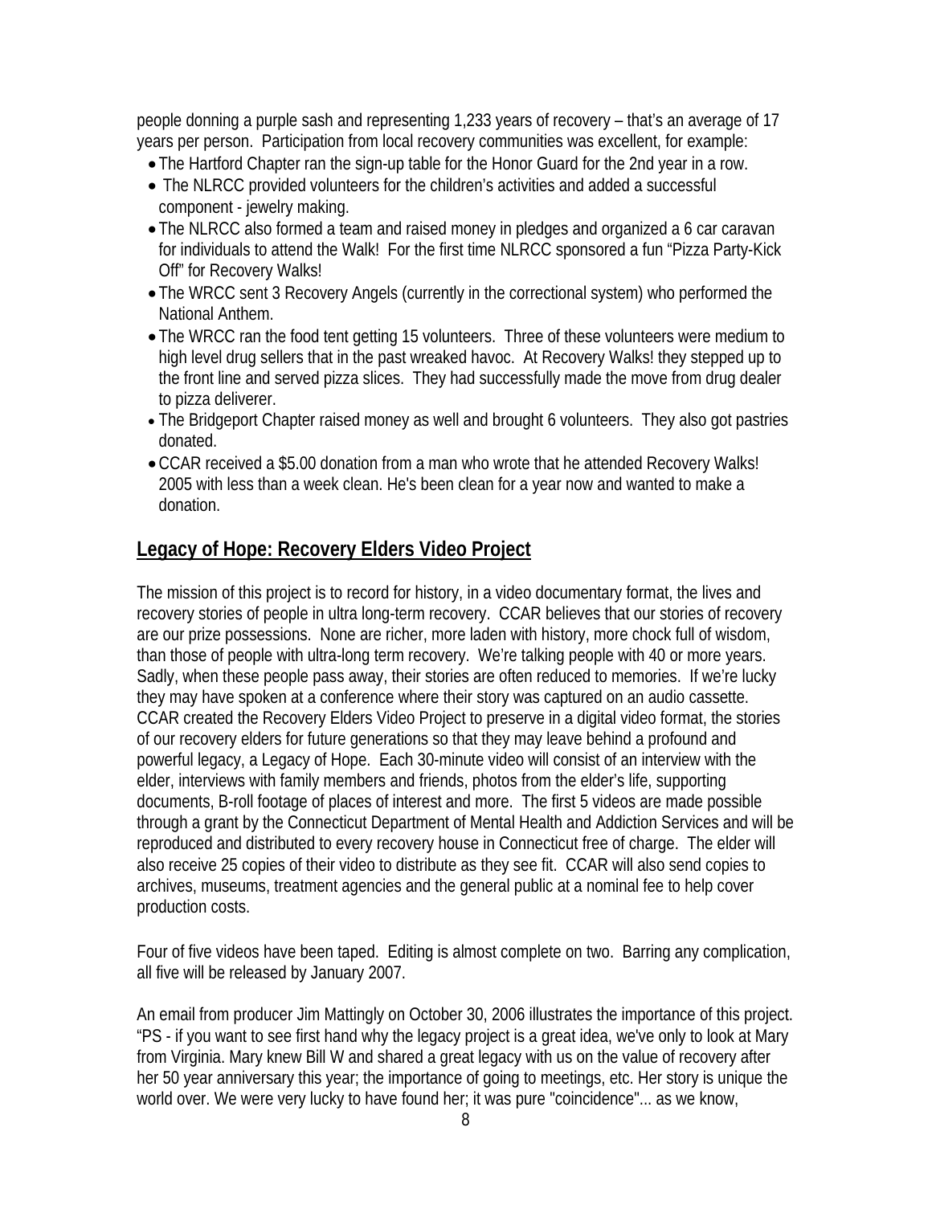people donning a purple sash and representing 1,233 years of recovery – that's an average of 17 years per person. Participation from local recovery communities was excellent, for example:

- The Hartford Chapter ran the sign-up table for the Honor Guard for the 2nd year in a row.
- The NLRCC provided volunteers for the children's activities and added a successful component - jewelry making.
- The NLRCC also formed a team and raised money in pledges and organized a 6 car caravan for individuals to attend the Walk! For the first time NLRCC sponsored a fun "Pizza Party-Kick Off" for Recovery Walks!
- The WRCC sent 3 Recovery Angels (currently in the correctional system) who performed the National Anthem.
- The WRCC ran the food tent getting 15 volunteers. Three of these volunteers were medium to high level drug sellers that in the past wreaked havoc. At Recovery Walks! they stepped up to the front line and served pizza slices. They had successfully made the move from drug dealer to pizza deliverer.
- The Bridgeport Chapter raised money as well and brought 6 volunteers. They also got pastries donated.
- CCAR received a $5.00 donation from a man who wrote that he attended Recovery Walks! 2005 with less than a week clean. He's been clean for a year now and wanted to make a donation.

## Legacy of Hope: Recovery Elders Video Project

The mission of this project is to record for history, in a video documentary format, the lives and recovery stories of people in ultra long-term recovery. CCAR believes that our stories of recovery are our prize possessions. None are richer, more laden with history, more chock full of wisdom, than those of people with ultra-long term recovery. We're talking people with 40 or more years. Sadly, when these people pass away, their stories are often reduced to memories. If we're lucky they may have spoken at a conference where their story was captured on an audio cassette. CCAR created the Recovery Elders Video Project to preserve in a digital video format, the stories of our recovery elders for future generations so that they may leave behind a profound and powerful legacy, a Legacy of Hope. Each 30-minute video will consist of an interview with the elder, interviews with family members and friends, photos from the elder's life, supporting documents, B-roll footage of places of interest and more. The first 5 videos are made possible through a grant by the Connecticut Department of Mental Health and Addiction Services and will be reproduced and distributed to every recovery house in Connecticut free of charge. The elder will also receive 25 copies of their video to distribute as they see fit. CCAR will also send copies to archives, museums, treatment agencies and the general public at a nominal fee to help cover production costs.

Four of five videos have been taped. Editing is almost complete on two. Barring any complication, all five will be released by January 2007.

An email from producer Jim Mattingly on October 30, 2006 illustrates the importance of this project. "PS - if you want to see first hand why the legacy project is a great idea, we've only to look at Mary from Virginia. Mary knew Bill W and shared a great legacy with us on the value of recovery after her 50 year anniversary this year; the importance of going to meetings, etc. Her story is unique the world over. We were very lucky to have found her; it was pure "coincidence"... as we know,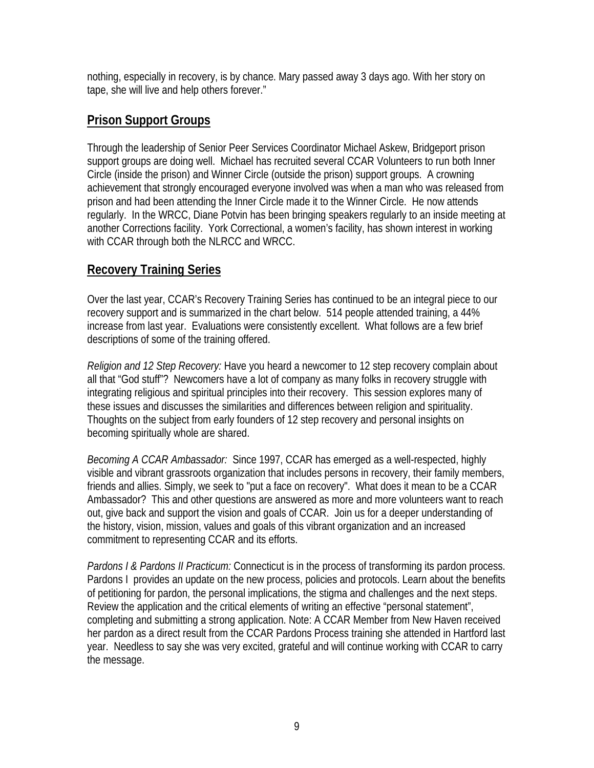nothing, especially in recovery, is by chance. Mary passed away 3 days ago. With her story on tape, she will live and help others forever."

## Prison Support Groups

Through the leadership of Senior Peer Services Coordinator Michael Askew, Bridgeport prison support groups are doing well. Michael has recruited several CCAR Volunteers to run both Inner Circle (inside the prison) and Winner Circle (outside the prison) support groups. A crowning achievement that strongly encouraged everyone involved was when a man who was released from prison and had been attending the Inner Circle made it to the Winner Circle. He now attends regularly. In the WRCC, Diane Potvin has been bringing speakers regularly to an inside meeting at another Corrections facility. York Correctional, a women's facility, has shown interest in working with CCAR through both the NLRCC and WRCC.

## Recovery Training Series

Over the last year, CCAR's Recovery Training Series has continued to be an integral piece to our recovery support and is summarized in the chart below. 514 people attended training, a 44% increase from last year. Evaluations were consistently excellent. What follows are a few brief descriptions of some of the training offered.

*Religion and 12 Step Recovery:* Have you heard a newcomer to 12 step recovery complain about all that "God stuff"? Newcomers have a lot of company as many folks in recovery struggle with integrating religious and spiritual principles into their recovery. This session explores many of these issues and discusses the similarities and differences between religion and spirituality. Thoughts on the subject from early founders of 12 step recovery and personal insights on becoming spiritually whole are shared.

*Becoming A CCAR Ambassador:* Since 1997, CCAR has emerged as a well-respected, highly visible and vibrant grassroots organization that includes persons in recovery, their family members, friends and allies. Simply, we seek to "put a face on recovery". What does it mean to be a CCAR Ambassador? This and other questions are answered as more and more volunteers want to reach out, give back and support the vision and goals of CCAR. Join us for a deeper understanding of the history, vision, mission, values and goals of this vibrant organization and an increased commitment to representing CCAR and its efforts.

*Pardons I & Pardons II Practicum:* Connecticut is in the process of transforming its pardon process. Pardons I provides an update on the new process, policies and protocols. Learn about the benefits of petitioning for pardon, the personal implications, the stigma and challenges and the next steps. Review the application and the critical elements of writing an effective "personal statement", completing and submitting a strong application. Note: A CCAR Member from New Haven received her pardon as a direct result from the CCAR Pardons Process training she attended in Hartford last year. Needless to say she was very excited, grateful and will continue working with CCAR to carry the message.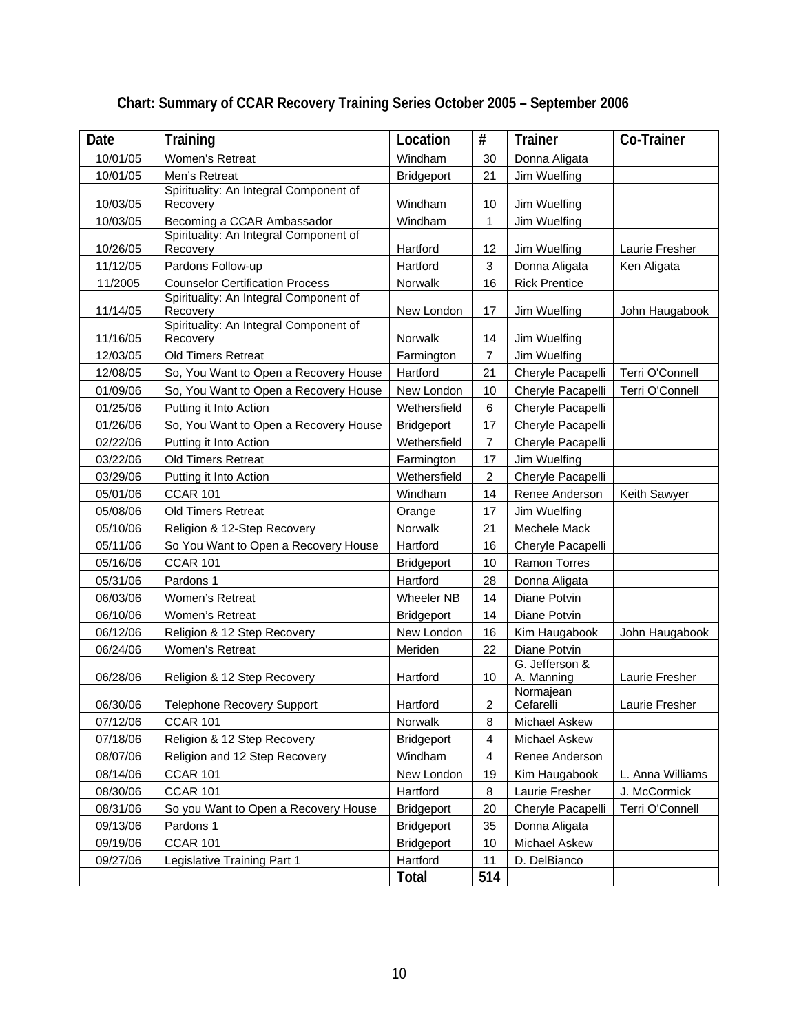## Chart: Summary of CCAR Recovery Training Series October 2005 – September 2006

| Date | Training | Location | # | Trainer | Co-Trainer |
|---|---|---|---|---|---|
| 10/01/05 | Women's Retreat | Windham | 30 | Donna Aligata | |
| 10/01/05 | Men's Retreat | Bridgeport | 21 | Jim Wuelfing | |
| 10/03/05 | Spirituality: An Integral Component of Recovery | Windham | 10 | Jim Wuelfing | |
| 10/03/05 | Becoming a CCAR Ambassador | Windham | 1 | Jim Wuelfing | |
| 10/26/05 | Spirituality: An Integral Component of Recovery | Hartford | 12 | Jim Wuelfing | Laurie Fresher |
| 11/12/05 | Pardons Follow-up | Hartford | 3 | Donna Aligata | Ken Aligata |
| 11/2005 | Counselor Certification Process | Norwalk | 16 | Rick Prentice | |
| 11/14/05 | Spirituality: An Integral Component of Recovery | New London | 17 | Jim Wuelfing | John Haugabook |
| 11/16/05 | Spirituality: An Integral Component of Recovery | Norwalk | 14 | Jim Wuelfing | |
| 12/03/05 | Old Timers Retreat | Farmington | 7 | Jim Wuelfing | |
| 12/08/05 | So, You Want to Open a Recovery House | Hartford | 21 | Cheryle Pacapelli | Terri O'Connell |
| 01/09/06 | So, You Want to Open a Recovery House | New London | 10 | Cheryle Pacapelli | Terri O'Connell |
| 01/25/06 | Putting it Into Action | Wethersfield | 6 | Cheryle Pacapelli | |
| 01/26/06 | So, You Want to Open a Recovery House | Bridgeport | 17 | Cheryle Pacapelli | |
| 02/22/06 | Putting it Into Action | Wethersfield | 7 | Cheryle Pacapelli | |
| 03/22/06 | Old Timers Retreat | Farmington | 17 | Jim Wuelfing | |
| 03/29/06 | Putting it Into Action | Wethersfield | 2 | Cheryle Pacapelli | |
| 05/01/06 | CCAR 101 | Windham | 14 | Renee Anderson | Keith Sawyer |
| 05/08/06 | Old Timers Retreat | Orange | 17 | Jim Wuelfing | |
| 05/10/06 | Religion & 12-Step Recovery | Norwalk | 21 | Mechele Mack | |
| 05/11/06 | So You Want to Open a Recovery House | Hartford | 16 | Cheryle Pacapelli | |
| 05/16/06 | CCAR 101 | Bridgeport | 10 | Ramon Torres | |
| 05/31/06 | Pardons 1 | Hartford | 28 | Donna Aligata | |
| 06/03/06 | Women's Retreat | Wheeler NB | 14 | Diane Potvin | |
| 06/10/06 | Women's Retreat | Bridgeport | 14 | Diane Potvin | |
| 06/12/06 | Religion & 12 Step Recovery | New London | 16 | Kim Haugabook | John Haugabook |
| 06/24/06 | Women's Retreat | Meriden | 22 | Diane Potvin | |
| 06/28/06 | Religion & 12 Step Recovery | Hartford | 10 | G. Jefferson & A. Manning | Laurie Fresher |
| 06/30/06 | Telephone Recovery Support | Hartford | 2 | Normajean Cefarelli | Laurie Fresher |
| 07/12/06 | CCAR 101 | Norwalk | 8 | Michael Askew | |
| 07/18/06 | Religion & 12 Step Recovery | Bridgeport | 4 | Michael Askew | |
| 08/07/06 | Religion and 12 Step Recovery | Windham | 4 | Renee Anderson | |
| 08/14/06 | CCAR 101 | New London | 19 | Kim Haugabook | L. Anna Williams |
| 08/30/06 | CCAR 101 | Hartford | 8 | Laurie Fresher | J. McCormick |
| 08/31/06 | So you Want to Open a Recovery House | Bridgeport | 20 | Cheryle Pacapelli | Terri O'Connell |
| 09/13/06 | Pardons 1 | Bridgeport | 35 | Donna Aligata | |
| 09/19/06 | CCAR 101 | Bridgeport | 10 | Michael Askew | |
| 09/27/06 | Legislative Training Part 1 | Hartford | 11 | D. DelBianco | |
| | | **Total** | **514** | | |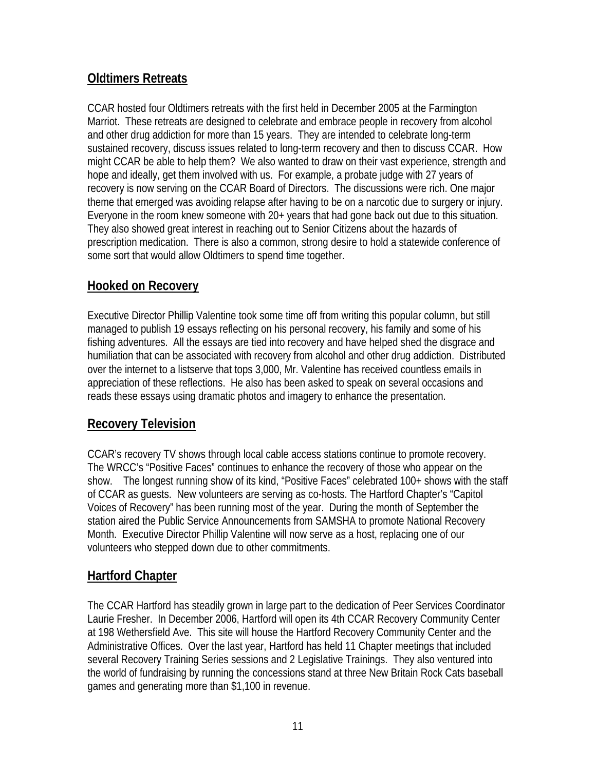## Oldtimers Retreats

CCAR hosted four Oldtimers retreats with the first held in December 2005 at the Farmington Marriot. These retreats are designed to celebrate and embrace people in recovery from alcohol and other drug addiction for more than 15 years. They are intended to celebrate long-term sustained recovery, discuss issues related to long-term recovery and then to discuss CCAR. How might CCAR be able to help them? We also wanted to draw on their vast experience, strength and hope and ideally, get them involved with us. For example, a probate judge with 27 years of recovery is now serving on the CCAR Board of Directors. The discussions were rich. One major theme that emerged was avoiding relapse after having to be on a narcotic due to surgery or injury. Everyone in the room knew someone with 20+ years that had gone back out due to this situation. They also showed great interest in reaching out to Senior Citizens about the hazards of prescription medication. There is also a common, strong desire to hold a statewide conference of some sort that would allow Oldtimers to spend time together.

## Hooked on Recovery

Executive Director Phillip Valentine took some time off from writing this popular column, but still managed to publish 19 essays reflecting on his personal recovery, his family and some of his fishing adventures. All the essays are tied into recovery and have helped shed the disgrace and humiliation that can be associated with recovery from alcohol and other drug addiction. Distributed over the internet to a listserve that tops 3,000, Mr. Valentine has received countless emails in appreciation of these reflections. He also has been asked to speak on several occasions and reads these essays using dramatic photos and imagery to enhance the presentation.

## Recovery Television

CCAR's recovery TV shows through local cable access stations continue to promote recovery. The WRCC's "Positive Faces" continues to enhance the recovery of those who appear on the show. The longest running show of its kind, "Positive Faces" celebrated 100+ shows with the staff of CCAR as guests. New volunteers are serving as co-hosts. The Hartford Chapter's "Capitol Voices of Recovery" has been running most of the year. During the month of September the station aired the Public Service Announcements from SAMSHA to promote National Recovery Month. Executive Director Phillip Valentine will now serve as a host, replacing one of our volunteers who stepped down due to other commitments.

## Hartford Chapter

The CCAR Hartford has steadily grown in large part to the dedication of Peer Services Coordinator Laurie Fresher. In December 2006, Hartford will open its 4th CCAR Recovery Community Center at 198 Wethersfield Ave. This site will house the Hartford Recovery Community Center and the Administrative Offices. Over the last year, Hartford has held 11 Chapter meetings that included several Recovery Training Series sessions and 2 Legislative Trainings. They also ventured into the world of fundraising by running the concessions stand at three New Britain Rock Cats baseball games and generating more than $1,100 in revenue.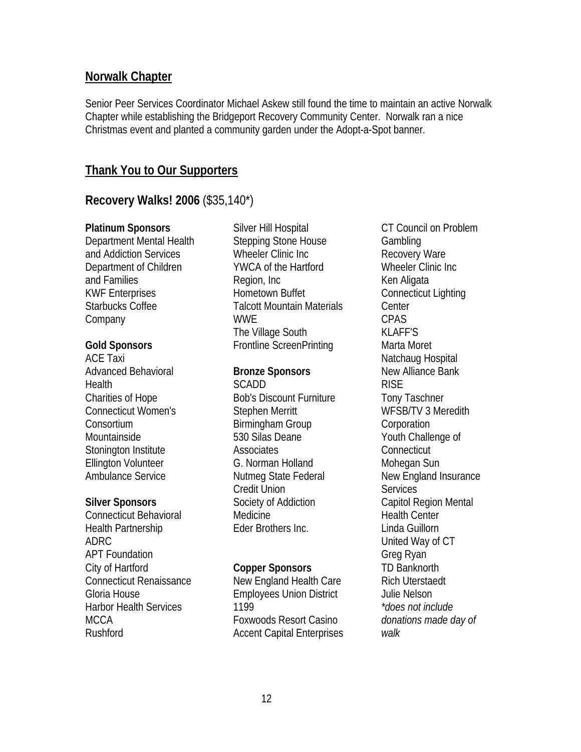## Norwalk Chapter

Senior Peer Services Coordinator Michael Askew still found the time to maintain an active Norwalk Chapter while establishing the Bridgeport Recovery Community Center. Norwalk ran a nice Christmas event and planted a community garden under the Adopt-a-Spot banner.

## Thank You to Our Supporters

### **Recovery Walks! 2006** ($35,140*)

**Platinum Sponsors**
Department Mental Health and Addiction Services
Department of Children and Families
KWF Enterprises
Starbucks Coffee Company

**Gold Sponsors**
ACE Taxi
Advanced Behavioral Health
Charities of Hope
Connecticut Women's Consortium
Mountainside
Stonington Institute
Ellington Volunteer Ambulance Service

**Silver Sponsors**
Connecticut Behavioral Health Partnership
ADRC
APT Foundation
City of Hartford
Connecticut Renaissance
Gloria House
Harbor Health Services
MCCA
Rushford
Silver Hill Hospital
Stepping Stone House
Wheeler Clinic Inc
YWCA of the Hartford Region, Inc
Hometown Buffet
Talcott Mountain Materials
WWE
The Village South
Frontline ScreenPrinting

**Bronze Sponsors**
SCADD
Bob's Discount Furniture
Stephen Merritt
Birmingham Group
530 Silas Deane Associates
G. Norman Holland
Nutmeg State Federal Credit Union
Society of Addiction Medicine
Eder Brothers Inc.

**Copper Sponsors**
New England Health Care Employees Union District 1199
Foxwoods Resort Casino
Accent Capital Enterprises
CT Council on Problem Gambling
Recovery Ware
Wheeler Clinic Inc
Ken Aligata
Connecticut Lighting Center
CPAS
KLAFF'S
Marta Moret
Natchaug Hospital
New Alliance Bank
RISE
Tony Taschner
WFSB/TV 3 Meredith Corporation
Youth Challenge of Connecticut
Mohegan Sun
New England Insurance Services
Capitol Region Mental Health Center
Linda Guillorn
United Way of CT
Greg Ryan
TD Banknorth
Rich Uterstaedt
Julie Nelson

*\*does not include donations made day of walk*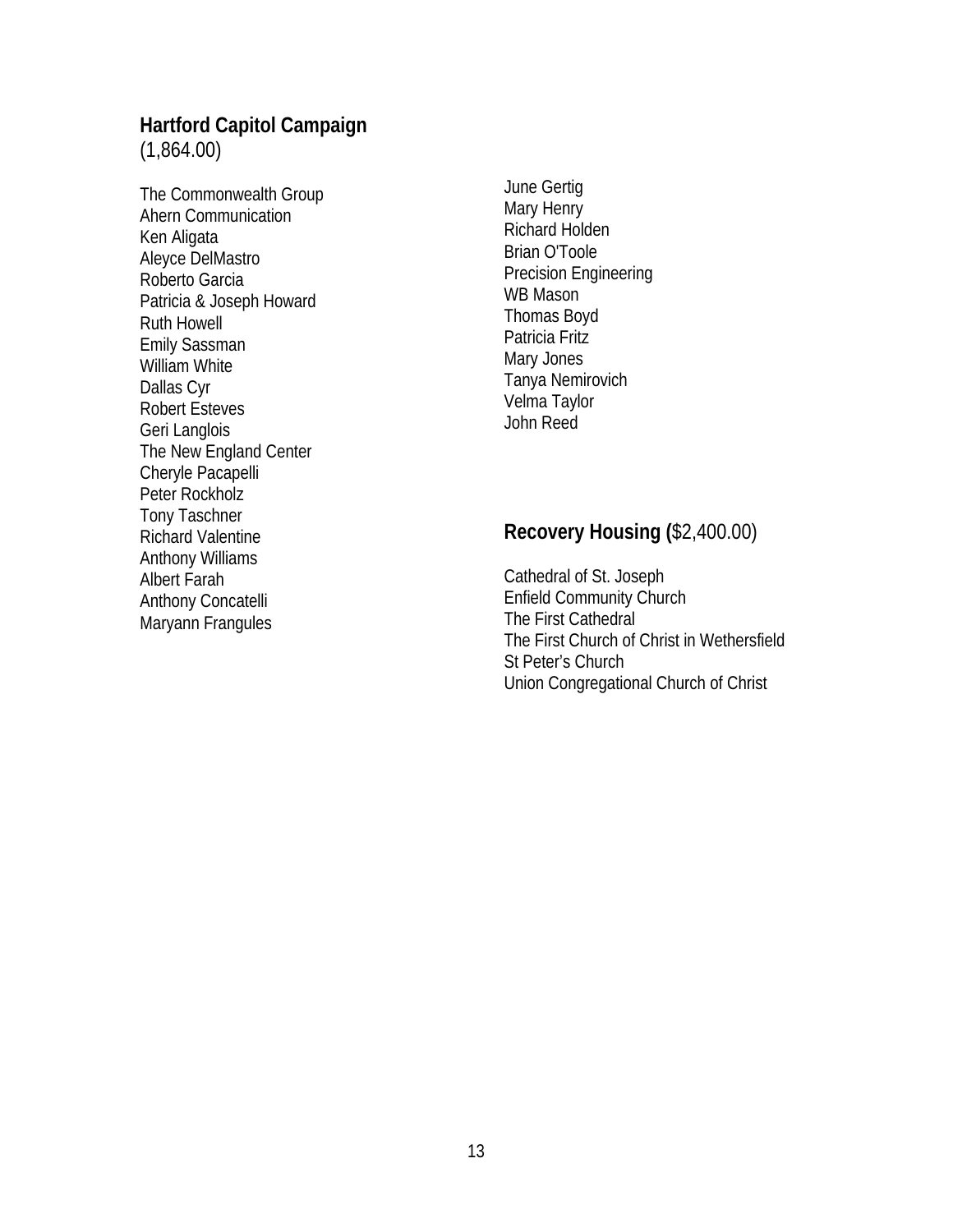## Hartford Capitol Campaign
(1,864.00)

The Commonwealth Group
Ahern Communication
Ken Aligata
Aleyce DelMastro
Roberto Garcia
Patricia & Joseph Howard
Ruth Howell
Emily Sassman
William White
Dallas Cyr
Robert Esteves
Geri Langlois
The New England Center
Cheryle Pacapelli
Peter Rockholz
Tony Taschner
Richard Valentine
Anthony Williams
Albert Farah
Anthony Concatelli
Maryann Frangules
June Gertig
Mary Henry
Richard Holden
Brian O'Toole
Precision Engineering
WB Mason
Thomas Boyd
Patricia Fritz
Mary Jones
Tanya Nemirovich
Velma Taylor
John Reed

## Recovery Housing ($2,400.00)

Cathedral of St. Joseph
Enfield Community Church
The First Cathedral
The First Church of Christ in Wethersfield
St Peter's Church
Union Congregational Church of Christ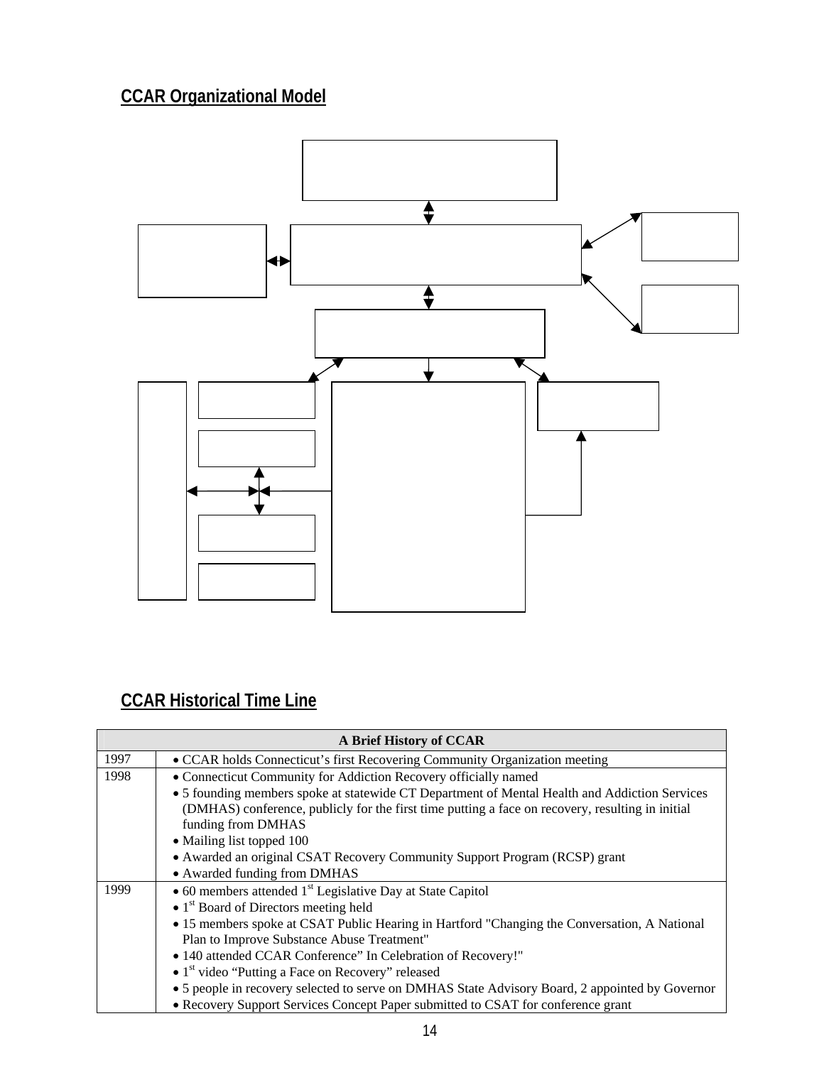## CCAR Organizational Model

## CCAR Historical Time Line

| A Brief History of CCAR | |
|---|---|
| 1997 | • CCAR holds Connecticut's first Recovering Community Organization meeting |
| 1998 | • Connecticut Community for Addiction Recovery officially named<br>• 5 founding members spoke at statewide CT Department of Mental Health and Addiction Services (DMHAS) conference, publicly for the first time putting a face on recovery, resulting in initial funding from DMHAS<br>• Mailing list topped 100<br>• Awarded an original CSAT Recovery Community Support Program (RCSP) grant<br>• Awarded funding from DMHAS |
| 1999 | • 60 members attended 1st Legislative Day at State Capitol<br>• 1st Board of Directors meeting held<br>• 15 members spoke at CSAT Public Hearing in Hartford "Changing the Conversation, A National Plan to Improve Substance Abuse Treatment"<br>• 140 attended CCAR Conference" In Celebration of Recovery!"<br>• 1st video "Putting a Face on Recovery" released<br>• 5 people in recovery selected to serve on DMHAS State Advisory Board, 2 appointed by Governor<br>• Recovery Support Services Concept Paper submitted to CSAT for conference grant |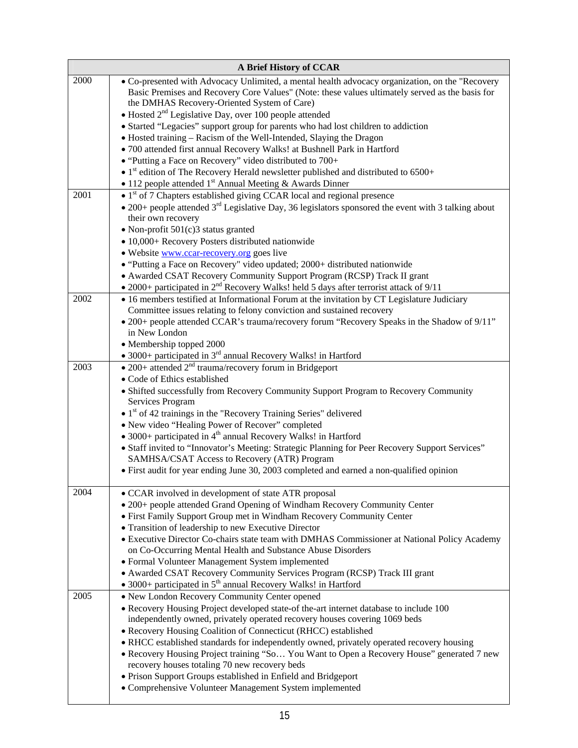| A Brief History of CCAR | |
|---|---|
| 2000 | • Co-presented with Advocacy Unlimited, a mental health advocacy organization, on the "Recovery Basic Premises and Recovery Core Values" (Note: these values ultimately served as the basis for the DMHAS Recovery-Oriented System of Care)<br>• Hosted 2nd Legislative Day, over 100 people attended<br>• Started "Legacies" support group for parents who had lost children to addiction<br>• Hosted training – Racism of the Well-Intended, Slaying the Dragon<br>• 700 attended first annual Recovery Walks! at Bushnell Park in Hartford<br>• "Putting a Face on Recovery" video distributed to 700+<br>• 1st edition of The Recovery Herald newsletter published and distributed to 6500+<br>• 112 people attended 1st Annual Meeting & Awards Dinner |
| 2001 | • 1st of 7 Chapters established giving CCAR local and regional presence<br>• 200+ people attended 3rd Legislative Day, 36 legislators sponsored the event with 3 talking about their own recovery<br>• Non-profit 501(c)3 status granted<br>• 10,000+ Recovery Posters distributed nationwide<br>• Website www.ccar-recovery.org goes live<br>• "Putting a Face on Recovery" video updated; 2000+ distributed nationwide<br>• Awarded CSAT Recovery Community Support Program (RCSP) Track II grant<br>• 2000+ participated in 2nd Recovery Walks! held 5 days after terrorist attack of 9/11 |
| 2002 | • 16 members testified at Informational Forum at the invitation by CT Legislature Judiciary Committee issues relating to felony conviction and sustained recovery<br>• 200+ people attended CCAR's trauma/recovery forum "Recovery Speaks in the Shadow of 9/11" in New London<br>• Membership topped 2000<br>• 3000+ participated in 3rd annual Recovery Walks! in Hartford |
| 2003 | • 200+ attended 2nd trauma/recovery forum in Bridgeport<br>• Code of Ethics established<br>• Shifted successfully from Recovery Community Support Program to Recovery Community Services Program<br>• 1st of 42 trainings in the "Recovery Training Series" delivered<br>• New video "Healing Power of Recover" completed<br>• 3000+ participated in 4th annual Recovery Walks! in Hartford<br>• Staff invited to "Innovator's Meeting: Strategic Planning for Peer Recovery Support Services" SAMHSA/CSAT Access to Recovery (ATR) Program<br>• First audit for year ending June 30, 2003 completed and earned a non-qualified opinion |
| 2004 | • CCAR involved in development of state ATR proposal<br>• 200+ people attended Grand Opening of Windham Recovery Community Center<br>• First Family Support Group met in Windham Recovery Community Center<br>• Transition of leadership to new Executive Director<br>• Executive Director Co-chairs state team with DMHAS Commissioner at National Policy Academy on Co-Occurring Mental Health and Substance Abuse Disorders<br>• Formal Volunteer Management System implemented<br>• Awarded CSAT Recovery Community Services Program (RCSP) Track III grant<br>• 3000+ participated in 5th annual Recovery Walks! in Hartford |
| 2005 | • New London Recovery Community Center opened<br>• Recovery Housing Project developed state-of the-art internet database to include 100 independently owned, privately operated recovery houses covering 1069 beds<br>• Recovery Housing Coalition of Connecticut (RHCC) established<br>• RHCC established standards for independently owned, privately operated recovery housing<br>• Recovery Housing Project training "So… You Want to Open a Recovery House" generated 7 new recovery houses totaling 70 new recovery beds<br>• Prison Support Groups established in Enfield and Bridgeport<br>• Comprehensive Volunteer Management System implemented |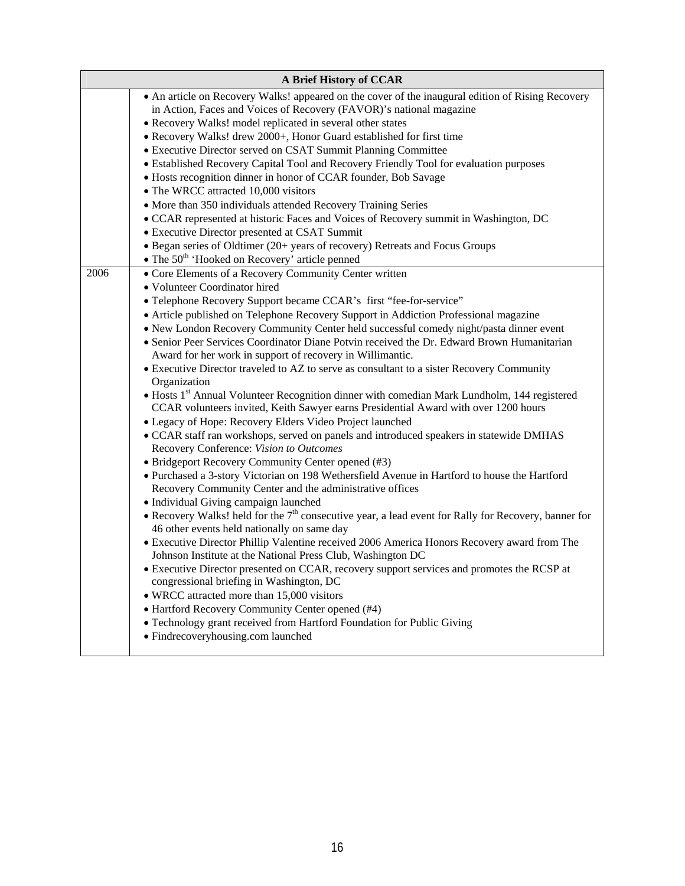| A Brief History of CCAR | |
|---|---|
| | • An article on Recovery Walks! appeared on the cover of the inaugural edition of Rising Recovery in Action, Faces and Voices of Recovery (FAVOR)'s national magazine<br>• Recovery Walks! model replicated in several other states<br>• Recovery Walks! drew 2000+, Honor Guard established for first time<br>• Executive Director served on CSAT Summit Planning Committee<br>• Established Recovery Capital Tool and Recovery Friendly Tool for evaluation purposes<br>• Hosts recognition dinner in honor of CCAR founder, Bob Savage<br>• The WRCC attracted 10,000 visitors<br>• More than 350 individuals attended Recovery Training Series<br>• CCAR represented at historic Faces and Voices of Recovery summit in Washington, DC<br>• Executive Director presented at CSAT Summit<br>• Began series of Oldtimer (20+ years of recovery) Retreats and Focus Groups<br>• The 50th 'Hooked on Recovery' article penned |
| 2006 | • Core Elements of a Recovery Community Center written<br>• Volunteer Coordinator hired<br>• Telephone Recovery Support became CCAR's first "fee-for-service"<br>• Article published on Telephone Recovery Support in Addiction Professional magazine<br>• New London Recovery Community Center held successful comedy night/pasta dinner event<br>• Senior Peer Services Coordinator Diane Potvin received the Dr. Edward Brown Humanitarian Award for her work in support of recovery in Willimantic.<br>• Executive Director traveled to AZ to serve as consultant to a sister Recovery Community Organization<br>• Hosts 1st Annual Volunteer Recognition dinner with comedian Mark Lundholm, 144 registered CCAR volunteers invited, Keith Sawyer earns Presidential Award with over 1200 hours<br>• Legacy of Hope: Recovery Elders Video Project launched<br>• CCAR staff ran workshops, served on panels and introduced speakers in statewide DMHAS Recovery Conference: *Vision to Outcomes*<br>• Bridgeport Recovery Community Center opened (#3)<br>• Purchased a 3-story Victorian on 198 Wethersfield Avenue in Hartford to house the Hartford Recovery Community Center and the administrative offices<br>• Individual Giving campaign launched<br>• Recovery Walks! held for the 7th consecutive year, a lead event for Rally for Recovery, banner for 46 other events held nationally on same day<br>• Executive Director Phillip Valentine received 2006 America Honors Recovery award from The Johnson Institute at the National Press Club, Washington DC<br>• Executive Director presented on CCAR, recovery support services and promotes the RCSP at congressional briefing in Washington, DC<br>• WRCC attracted more than 15,000 visitors<br>• Hartford Recovery Community Center opened (#4)<br>• Technology grant received from Hartford Foundation for Public Giving<br>• Findrecoveryhousing.com launched |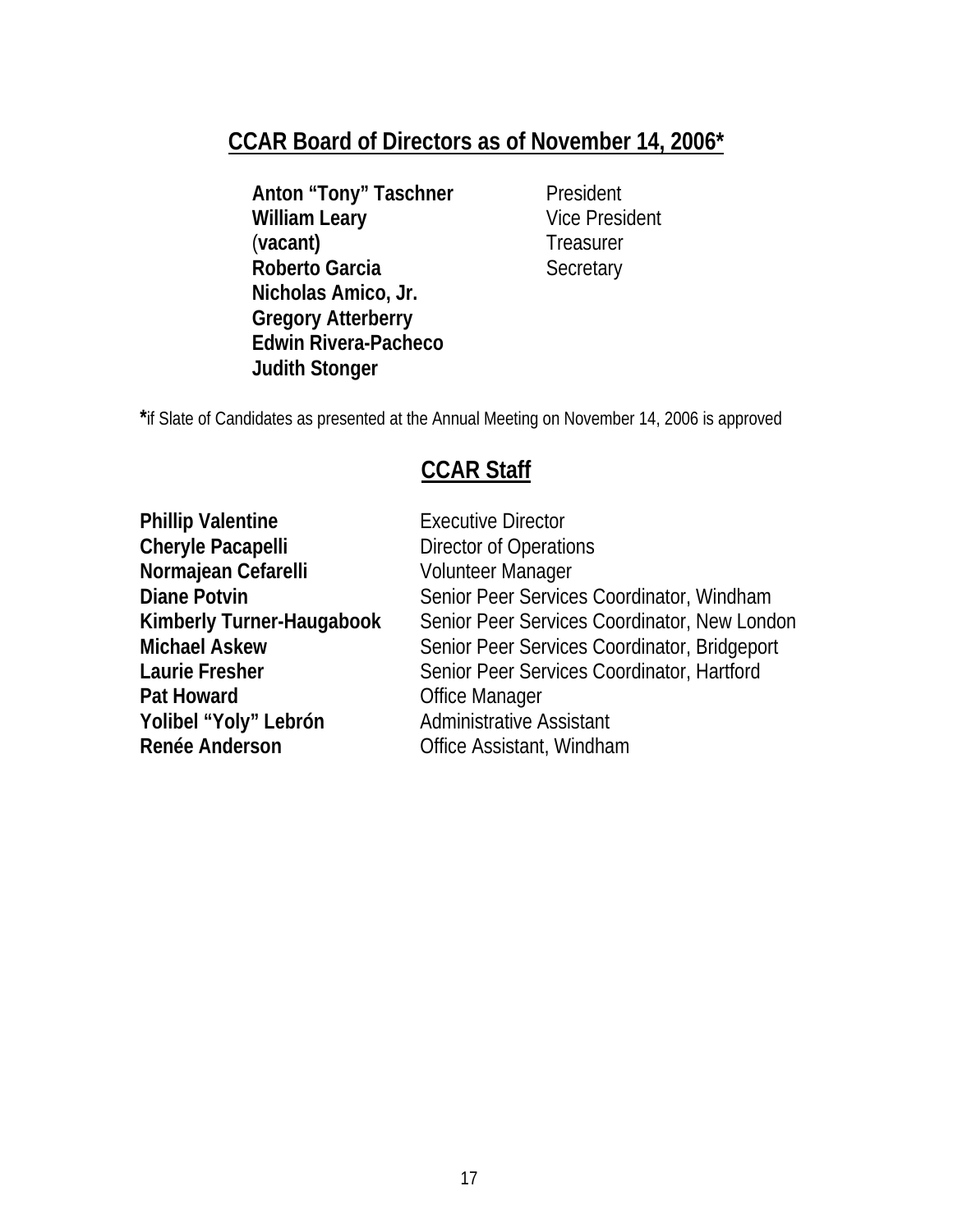## CCAR Board of Directors as of November 14, 2006*

| | |
|---|---|
| **Anton "Tony" Taschner** | President |
| **William Leary** | Vice President |
| (**vacant)** | Treasurer |
| **Roberto Garcia** | Secretary |
| **Nicholas Amico, Jr.** | |
| **Gregory Atterberry** | |
| **Edwin Rivera-Pacheco** | |
| **Judith Stonger** | |

***if Slate of Candidates as presented at the Annual Meeting on November 14, 2006 is approved

## CCAR Staff

| | |
|---|---|
| **Phillip Valentine** | Executive Director |
| **Cheryle Pacapelli** | Director of Operations |
| **Normajean Cefarelli** | Volunteer Manager |
| **Diane Potvin** | Senior Peer Services Coordinator, Windham |
| **Kimberly Turner-Haugabook** | Senior Peer Services Coordinator, New London |
| **Michael Askew** | Senior Peer Services Coordinator, Bridgeport |
| **Laurie Fresher** | Senior Peer Services Coordinator, Hartford |
| **Pat Howard** | Office Manager |
| **Yolibel "Yoly" Lebrón** | Administrative Assistant |
| **Renée Anderson** | Office Assistant, Windham |